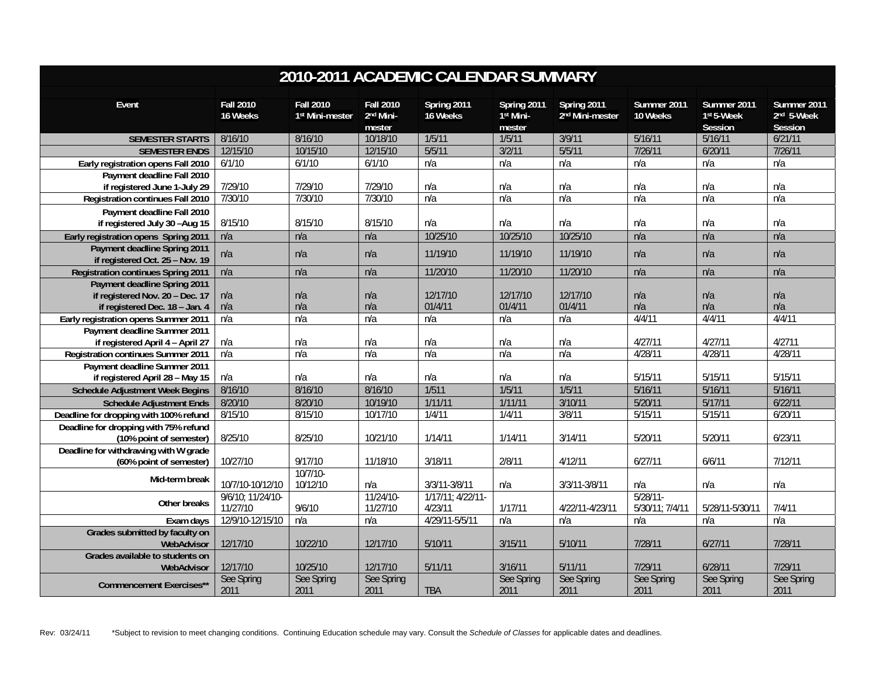# 2010-2011 ACADEMIC CALENDAR SUMMARY

| Event | Fall 2010 16 Weeks | Fall 2010 1st Mini-mester | Fall 2010 2nd Mini-mester | Spring 2011 16 Weeks | Spring 2011 1st Mini-mester | Spring 2011 2nd Mini-mester | Summer 2011 10 Weeks | Summer 2011 1st 5-Week Session | Summer 2011 2nd 5-Week Session |
|---|---|---|---|---|---|---|---|---|---|
| SEMESTER STARTS | 8/16/10 | 8/16/10 | 10/18/10 | 1/5/11 | 1/5/11 | 3/9/11 | 5/16/11 | 5/16/11 | 6/21/11 |
| SEMESTER ENDS | 12/15/10 | 10/15/10 | 12/15/10 | 5/5/11 | 3/2/11 | 5/5/11 | 7/26/11 | 6/20/11 | 7/26/11 |
| Early registration opens Fall 2010 | 6/1/10 | 6/1/10 | 6/1/10 | n/a | n/a | n/a | n/a | n/a | n/a |
| Payment deadline Fall 2010 if registered June 1-July 29 | 7/29/10 | 7/29/10 | 7/29/10 | n/a | n/a | n/a | n/a | n/a | n/a |
| Registration continues Fall 2010 | 7/30/10 | 7/30/10 | 7/30/10 | n/a | n/a | n/a | n/a | n/a | n/a |
| Payment deadline Fall 2010 if registered July 30 –Aug 15 | 8/15/10 | 8/15/10 | 8/15/10 | n/a | n/a | n/a | n/a | n/a | n/a |
| Early registration opens Spring 2011 | n/a | n/a | n/a | 10/25/10 | 10/25/10 | 10/25/10 | n/a | n/a | n/a |
| Payment deadline Spring 2011 if registered Oct. 25 – Nov. 19 | n/a | n/a | n/a | 11/19/10 | 11/19/10 | 11/19/10 | n/a | n/a | n/a |
| Registration continues Spring 2011 | n/a | n/a | n/a | 11/20/10 | 11/20/10 | 11/20/10 | n/a | n/a | n/a |
| Payment deadline Spring 2011 if registered Nov. 20 – Dec. 17 if registered Dec. 18 – Jan. 4 | n/a n/a | n/a n/a | n/a n/a | 12/17/10 01/4/11 | 12/17/10 01/4/11 | 12/17/10 01/4/11 | n/a n/a | n/a n/a | n/a n/a |
| Early registration opens Summer 2011 | n/a | n/a | n/a | n/a | n/a | n/a | 4/4/11 | 4/4/11 | 4/4/11 |
| Payment deadline Summer 2011 if registered April 4 – April 27 | n/a | n/a | n/a | n/a | n/a | n/a | 4/27/11 | 4/27/11 | 4/2711 |
| Registration continues Summer 2011 | n/a | n/a | n/a | n/a | n/a | n/a | 4/28/11 | 4/28/11 | 4/28/11 |
| Payment deadline Summer 2011 if registered April 28 – May 15 | n/a | n/a | n/a | n/a | n/a | n/a | 5/15/11 | 5/15/11 | 5/15/11 |
| Schedule Adjustment Week Begins | 8/16/10 | 8/16/10 | 8/16/10 | 1/511 | 1/5/11 | 1/5/11 | 5/16/11 | 5/16/11 | 5/16/11 |
| Schedule Adjustment Ends | 8/20/10 | 8/20/10 | 10/19/10 | 1/11/11 | 1/11/11 | 3/10/11 | 5/20/11 | 5/17/11 | 6/22/11 |
| Deadline for dropping with 100% refund | 8/15/10 | 8/15/10 | 10/17/10 | 1/4/11 | 1/4/11 | 3/8/11 | 5/15/11 | 5/15/11 | 6/20/11 |
| Deadline for dropping with 75% refund (10% point of semester) | 8/25/10 | 8/25/10 | 10/21/10 | 1/14/11 | 1/14/11 | 3/14/11 | 5/20/11 | 5/20/11 | 6/23/11 |
| Deadline for withdrawing with W grade (60% point of semester) | 10/27/10 | 9/17/10 | 11/18/10 | 3/18/11 | 2/8/11 | 4/12/11 | 6/27/11 | 6/6/11 | 7/12/11 |
| Mid-term break | 10/7/10-10/12/10 | 10/7/10-10/12/10 | n/a | 3/3/11-3/8/11 | n/a | 3/3/11-3/8/11 | n/a | n/a | n/a |
| Other breaks | 9/6/10; 11/24/10-11/27/10 | 9/6/10 | 11/24/10-11/27/10 | 1/17/11; 4/22/11-4/23/11 | 1/17/11 | 4/22/11-4/23/11 | 5/28/11-5/30/11; 7/4/11 | 5/28/11-5/30/11 | 7/4/11 |
| Exam days | 12/9/10-12/15/10 | n/a | n/a | 4/29/11-5/5/11 | n/a | n/a | n/a | n/a | n/a |
| Grades submitted by faculty on WebAdvisor | 12/17/10 | 10/22/10 | 12/17/10 | 5/10/11 | 3/15/11 | 5/10/11 | 7/28/11 | 6/27/11 | 7/28/11 |
| Grades available to students on WebAdvisor | 12/17/10 | 10/25/10 | 12/17/10 | 5/11/11 | 3/16/11 | 5/11/11 | 7/29/11 | 6/28/11 | 7/29/11 |
| Commencement Exercises** | See Spring 2011 | See Spring 2011 | See Spring 2011 | TBA | See Spring 2011 | See Spring 2011 | See Spring 2011 | See Spring 2011 | See Spring 2011 |

Rev: 03/24/11 *Subject to revision to meet changing conditions. Continuing Education schedule may vary. Consult the *Schedule of Classes* for applicable dates and deadlines.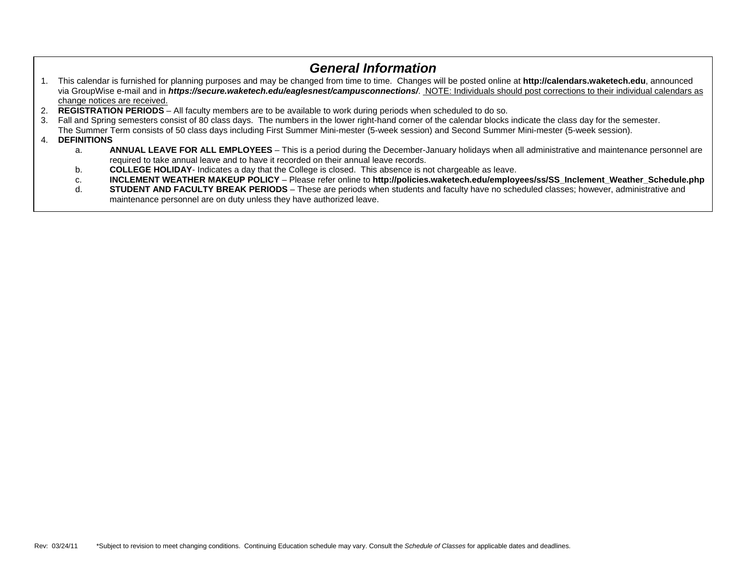## *General Information*

1. This calendar is furnished for planning purposes and may be changed from time to time. Changes will be posted online at **http://calendars.waketech.edu**, announced via GroupWise e-mail and in ***https://secure.waketech.edu/eaglesnest/campusconnections/***. <u>NOTE: Individuals should post corrections to their individual calendars as change notices are received.</u>
2. **REGISTRATION PERIODS** – All faculty members are to be available to work during periods when scheduled to do so.
3. Fall and Spring semesters consist of 80 class days. The numbers in the lower right-hand corner of the calendar blocks indicate the class day for the semester. The Summer Term consists of 50 class days including First Summer Mini-mester (5-week session) and Second Summer Mini-mester (5-week session).
4. **DEFINITIONS**
   a. **ANNUAL LEAVE FOR ALL EMPLOYEES** – This is a period during the December-January holidays when all administrative and maintenance personnel are required to take annual leave and to have it recorded on their annual leave records.
   b. **COLLEGE HOLIDAY**- Indicates a day that the College is closed. This absence is not chargeable as leave.
   c. **INCLEMENT WEATHER MAKEUP POLICY** – Please refer online to **http://policies.waketech.edu/employees/ss/SS_Inclement_Weather_Schedule.php**
   d. **STUDENT AND FACULTY BREAK PERIODS** – These are periods when students and faculty have no scheduled classes; however, administrative and maintenance personnel are on duty unless they have authorized leave.

Rev: 03/24/11 *Subject to revision to meet changing conditions. Continuing Education schedule may vary. Consult the *Schedule of Classes* for applicable dates and deadlines.